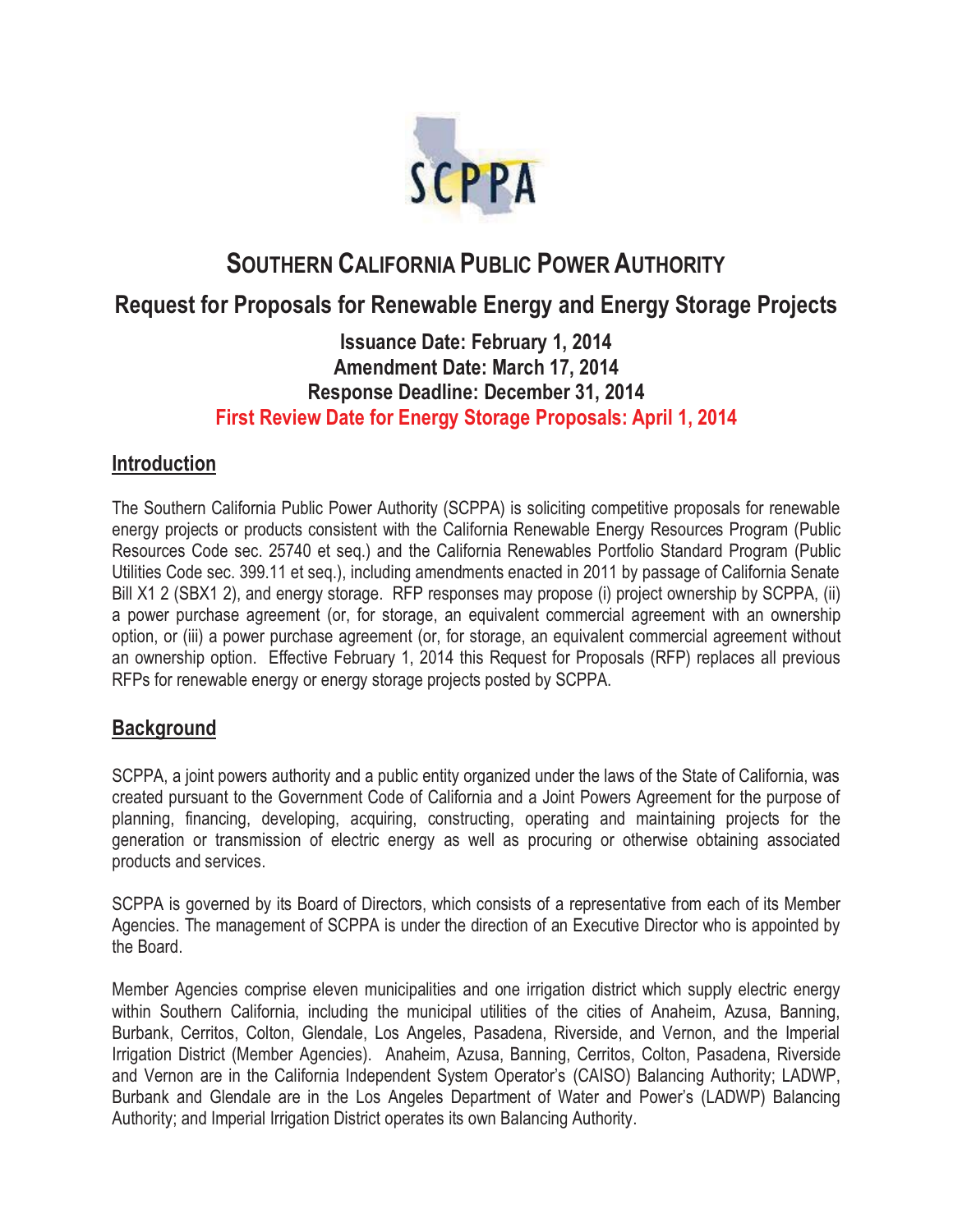# SOUTHERN CALIFORNIA PUBLIC POWER AUTHORITY

## Request for Proposals for Renewable Energy and Energy Storage Projects

**Issuance Date: February 1, 2014**
**Amendment Date: March 17, 2014**
**Response Deadline: December 31, 2014**
**First Review Date for Energy Storage Proposals: April 1, 2014**

## Introduction

The Southern California Public Power Authority (SCPPA) is soliciting competitive proposals for renewable energy projects or products consistent with the California Renewable Energy Resources Program (Public Resources Code sec. 25740 et seq.) and the California Renewables Portfolio Standard Program (Public Utilities Code sec. 399.11 et seq.), including amendments enacted in 2011 by passage of California Senate Bill X1 2 (SBX1 2), and energy storage. RFP responses may propose (i) project ownership by SCPPA, (ii) a power purchase agreement (or, for storage, an equivalent commercial agreement with an ownership option, or (iii) a power purchase agreement (or, for storage, an equivalent commercial agreement without an ownership option. Effective February 1, 2014 this Request for Proposals (RFP) replaces all previous RFPs for renewable energy or energy storage projects posted by SCPPA.

## Background

SCPPA, a joint powers authority and a public entity organized under the laws of the State of California, was created pursuant to the Government Code of California and a Joint Powers Agreement for the purpose of planning, financing, developing, acquiring, constructing, operating and maintaining projects for the generation or transmission of electric energy as well as procuring or otherwise obtaining associated products and services.

SCPPA is governed by its Board of Directors, which consists of a representative from each of its Member Agencies. The management of SCPPA is under the direction of an Executive Director who is appointed by the Board.

Member Agencies comprise eleven municipalities and one irrigation district which supply electric energy within Southern California, including the municipal utilities of the cities of Anaheim, Azusa, Banning, Burbank, Cerritos, Colton, Glendale, Los Angeles, Pasadena, Riverside, and Vernon, and the Imperial Irrigation District (Member Agencies). Anaheim, Azusa, Banning, Cerritos, Colton, Pasadena, Riverside and Vernon are in the California Independent System Operator's (CAISO) Balancing Authority; LADWP, Burbank and Glendale are in the Los Angeles Department of Water and Power's (LADWP) Balancing Authority; and Imperial Irrigation District operates its own Balancing Authority.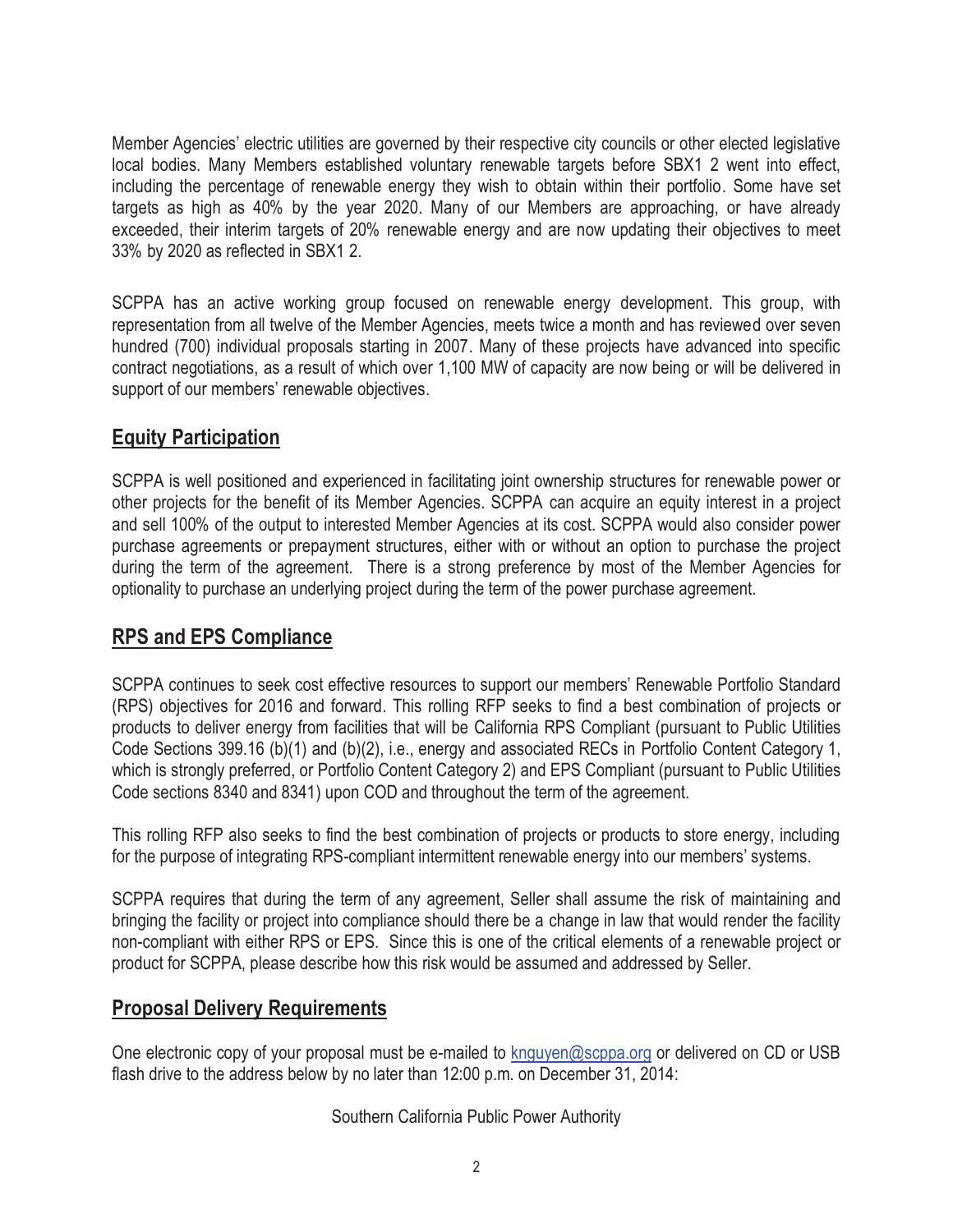Member Agencies' electric utilities are governed by their respective city councils or other elected legislative local bodies. Many Members established voluntary renewable targets before SBX1 2 went into effect, including the percentage of renewable energy they wish to obtain within their portfolio. Some have set targets as high as 40% by the year 2020. Many of our Members are approaching, or have already exceeded, their interim targets of 20% renewable energy and are now updating their objectives to meet 33% by 2020 as reflected in SBX1 2.

SCPPA has an active working group focused on renewable energy development. This group, with representation from all twelve of the Member Agencies, meets twice a month and has reviewed over seven hundred (700) individual proposals starting in 2007. Many of these projects have advanced into specific contract negotiations, as a result of which over 1,100 MW of capacity are now being or will be delivered in support of our members' renewable objectives.

## Equity Participation

SCPPA is well positioned and experienced in facilitating joint ownership structures for renewable power or other projects for the benefit of its Member Agencies. SCPPA can acquire an equity interest in a project and sell 100% of the output to interested Member Agencies at its cost. SCPPA would also consider power purchase agreements or prepayment structures, either with or without an option to purchase the project during the term of the agreement. There is a strong preference by most of the Member Agencies for optionality to purchase an underlying project during the term of the power purchase agreement.

## RPS and EPS Compliance

SCPPA continues to seek cost effective resources to support our members' Renewable Portfolio Standard (RPS) objectives for 2016 and forward. This rolling RFP seeks to find a best combination of projects or products to deliver energy from facilities that will be California RPS Compliant (pursuant to Public Utilities Code Sections 399.16 (b)(1) and (b)(2), i.e., energy and associated RECs in Portfolio Content Category 1, which is strongly preferred, or Portfolio Content Category 2) and EPS Compliant (pursuant to Public Utilities Code sections 8340 and 8341) upon COD and throughout the term of the agreement.

This rolling RFP also seeks to find the best combination of projects or products to store energy, including for the purpose of integrating RPS-compliant intermittent renewable energy into our members' systems.

SCPPA requires that during the term of any agreement, Seller shall assume the risk of maintaining and bringing the facility or project into compliance should there be a change in law that would render the facility non-compliant with either RPS or EPS. Since this is one of the critical elements of a renewable project or product for SCPPA, please describe how this risk would be assumed and addressed by Seller.

## Proposal Delivery Requirements

One electronic copy of your proposal must be e-mailed to knguyen@scppa.org or delivered on CD or USB flash drive to the address below by no later than 12:00 p.m. on December 31, 2014:

Southern California Public Power Authority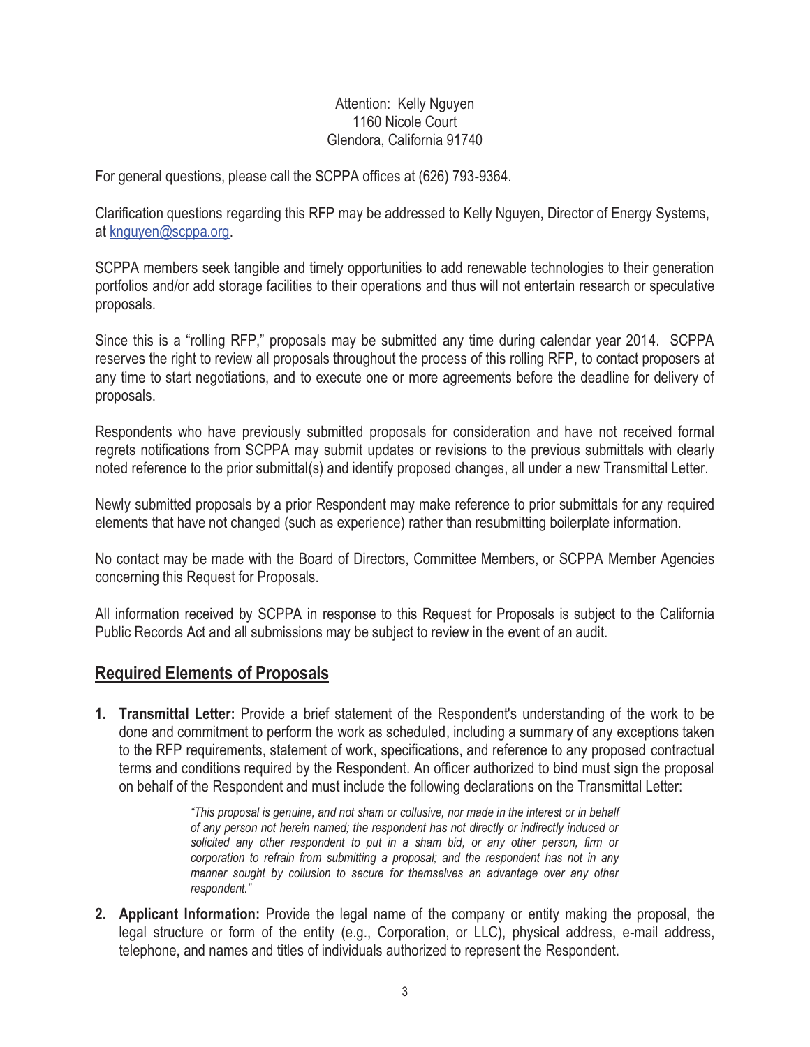Attention: Kelly Nguyen
1160 Nicole Court
Glendora, California 91740

For general questions, please call the SCPPA offices at (626) 793-9364.

Clarification questions regarding this RFP may be addressed to Kelly Nguyen, Director of Energy Systems, at knguyen@scppa.org.

SCPPA members seek tangible and timely opportunities to add renewable technologies to their generation portfolios and/or add storage facilities to their operations and thus will not entertain research or speculative proposals.

Since this is a "rolling RFP," proposals may be submitted any time during calendar year 2014. SCPPA reserves the right to review all proposals throughout the process of this rolling RFP, to contact proposers at any time to start negotiations, and to execute one or more agreements before the deadline for delivery of proposals.

Respondents who have previously submitted proposals for consideration and have not received formal regrets notifications from SCPPA may submit updates or revisions to the previous submittals with clearly noted reference to the prior submittal(s) and identify proposed changes, all under a new Transmittal Letter.

Newly submitted proposals by a prior Respondent may make reference to prior submittals for any required elements that have not changed (such as experience) rather than resubmitting boilerplate information.

No contact may be made with the Board of Directors, Committee Members, or SCPPA Member Agencies concerning this Request for Proposals.

All information received by SCPPA in response to this Request for Proposals is subject to the California Public Records Act and all submissions may be subject to review in the event of an audit.

## Required Elements of Proposals

1. **Transmittal Letter:** Provide a brief statement of the Respondent's understanding of the work to be done and commitment to perform the work as scheduled, including a summary of any exceptions taken to the RFP requirements, statement of work, specifications, and reference to any proposed contractual terms and conditions required by the Respondent. An officer authorized to bind must sign the proposal on behalf of the Respondent and must include the following declarations on the Transmittal Letter:

   > *"This proposal is genuine, and not sham or collusive, nor made in the interest or in behalf of any person not herein named; the respondent has not directly or indirectly induced or solicited any other respondent to put in a sham bid, or any other person, firm or corporation to refrain from submitting a proposal; and the respondent has not in any manner sought by collusion to secure for themselves an advantage over any other respondent."*

2. **Applicant Information:** Provide the legal name of the company or entity making the proposal, the legal structure or form of the entity (e.g., Corporation, or LLC), physical address, e-mail address, telephone, and names and titles of individuals authorized to represent the Respondent.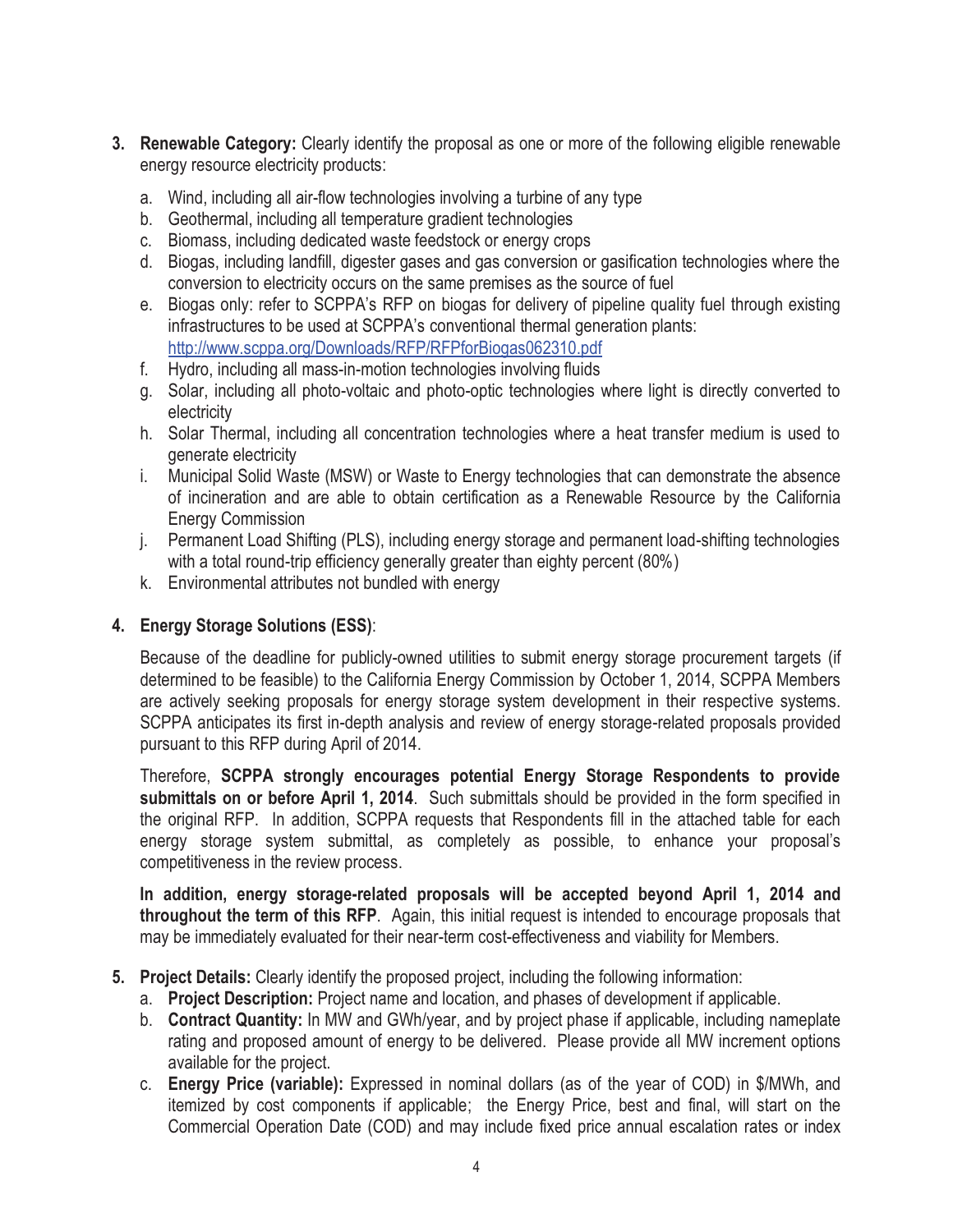3. **Renewable Category:** Clearly identify the proposal as one or more of the following eligible renewable energy resource electricity products:

   a. Wind, including all air-flow technologies involving a turbine of any type
   b. Geothermal, including all temperature gradient technologies
   c. Biomass, including dedicated waste feedstock or energy crops
   d. Biogas, including landfill, digester gases and gas conversion or gasification technologies where the conversion to electricity occurs on the same premises as the source of fuel
   e. Biogas only: refer to SCPPA's RFP on biogas for delivery of pipeline quality fuel through existing infrastructures to be used at SCPPA's conventional thermal generation plants: http://www.scppa.org/Downloads/RFP/RFPforBiogas062310.pdf
   f. Hydro, including all mass-in-motion technologies involving fluids
   g. Solar, including all photo-voltaic and photo-optic technologies where light is directly converted to electricity
   h. Solar Thermal, including all concentration technologies where a heat transfer medium is used to generate electricity
   i. Municipal Solid Waste (MSW) or Waste to Energy technologies that can demonstrate the absence of incineration and are able to obtain certification as a Renewable Resource by the California Energy Commission
   j. Permanent Load Shifting (PLS), including energy storage and permanent load-shifting technologies with a total round-trip efficiency generally greater than eighty percent (80%)
   k. Environmental attributes not bundled with energy

4. **Energy Storage Solutions (ESS)**:

   Because of the deadline for publicly-owned utilities to submit energy storage procurement targets (if determined to be feasible) to the California Energy Commission by October 1, 2014, SCPPA Members are actively seeking proposals for energy storage system development in their respective systems. SCPPA anticipates its first in-depth analysis and review of energy storage-related proposals provided pursuant to this RFP during April of 2014.

   Therefore, **SCPPA strongly encourages potential Energy Storage Respondents to provide submittals on or before April 1, 2014**. Such submittals should be provided in the form specified in the original RFP. In addition, SCPPA requests that Respondents fill in the attached table for each energy storage system submittal, as completely as possible, to enhance your proposal's competitiveness in the review process.

   **In addition, energy storage-related proposals will be accepted beyond April 1, 2014 and throughout the term of this RFP**. Again, this initial request is intended to encourage proposals that may be immediately evaluated for their near-term cost-effectiveness and viability for Members.

5. **Project Details:** Clearly identify the proposed project, including the following information:
   a. **Project Description:** Project name and location, and phases of development if applicable.
   b. **Contract Quantity:** In MW and GWh/year, and by project phase if applicable, including nameplate rating and proposed amount of energy to be delivered. Please provide all MW increment options available for the project.
   c. **Energy Price (variable):** Expressed in nominal dollars (as of the year of COD) in \$/MWh, and itemized by cost components if applicable; the Energy Price, best and final, will start on the Commercial Operation Date (COD) and may include fixed price annual escalation rates or index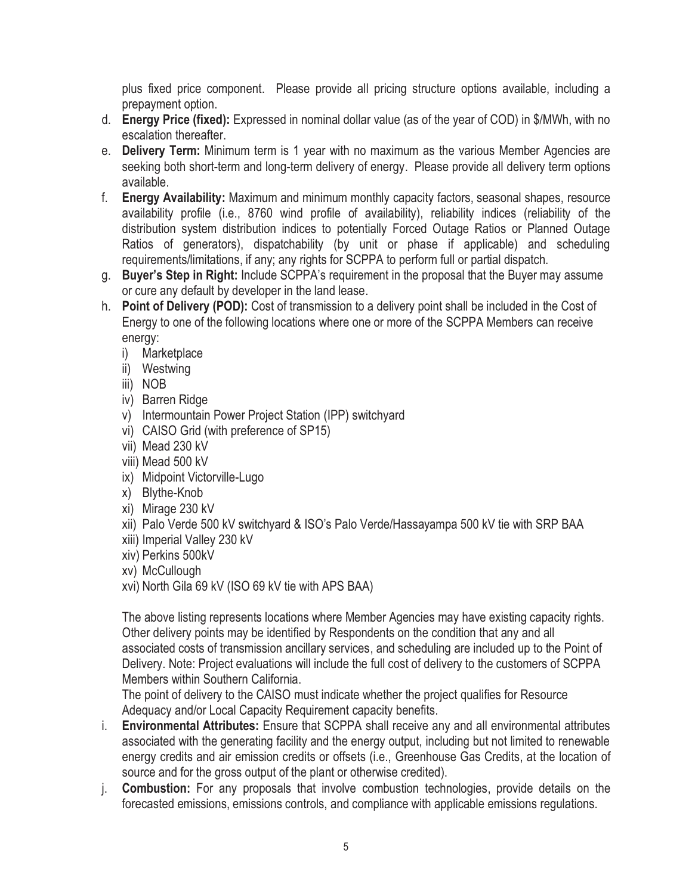plus fixed price component. Please provide all pricing structure options available, including a prepayment option.

d. **Energy Price (fixed):** Expressed in nominal dollar value (as of the year of COD) in \$/MWh, with no escalation thereafter.

e. **Delivery Term:** Minimum term is 1 year with no maximum as the various Member Agencies are seeking both short-term and long-term delivery of energy. Please provide all delivery term options available.

f. **Energy Availability:** Maximum and minimum monthly capacity factors, seasonal shapes, resource availability profile (i.e., 8760 wind profile of availability), reliability indices (reliability of the distribution system distribution indices to potentially Forced Outage Ratios or Planned Outage Ratios of generators), dispatchability (by unit or phase if applicable) and scheduling requirements/limitations, if any; any rights for SCPPA to perform full or partial dispatch.

g. **Buyer's Step in Right:** Include SCPPA's requirement in the proposal that the Buyer may assume or cure any default by developer in the land lease.

h. **Point of Delivery (POD):** Cost of transmission to a delivery point shall be included in the Cost of Energy to one of the following locations where one or more of the SCPPA Members can receive energy:

   i) Marketplace
   ii) Westwing
   iii) NOB
   iv) Barren Ridge
   v) Intermountain Power Project Station (IPP) switchyard
   vi) CAISO Grid (with preference of SP15)
   vii) Mead 230 kV
   viii) Mead 500 kV
   ix) Midpoint Victorville-Lugo
   x) Blythe-Knob
   xi) Mirage 230 kV
   xii) Palo Verde 500 kV switchyard & ISO's Palo Verde/Hassayampa 500 kV tie with SRP BAA
   xiii) Imperial Valley 230 kV
   xiv) Perkins 500kV
   xv) McCullough
   xvi) North Gila 69 kV (ISO 69 kV tie with APS BAA)

   The above listing represents locations where Member Agencies may have existing capacity rights. Other delivery points may be identified by Respondents on the condition that any and all associated costs of transmission ancillary services, and scheduling are included up to the Point of Delivery. Note: Project evaluations will include the full cost of delivery to the customers of SCPPA Members within Southern California.

   The point of delivery to the CAISO must indicate whether the project qualifies for Resource Adequacy and/or Local Capacity Requirement capacity benefits.

i. **Environmental Attributes:** Ensure that SCPPA shall receive any and all environmental attributes associated with the generating facility and the energy output, including but not limited to renewable energy credits and air emission credits or offsets (i.e., Greenhouse Gas Credits, at the location of source and for the gross output of the plant or otherwise credited).

j. **Combustion:** For any proposals that involve combustion technologies, provide details on the forecasted emissions, emissions controls, and compliance with applicable emissions regulations.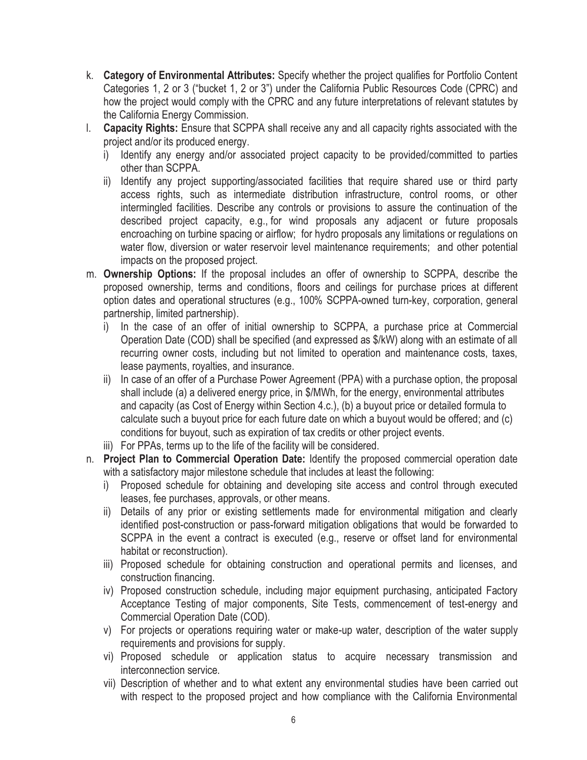k. **Category of Environmental Attributes:** Specify whether the project qualifies for Portfolio Content Categories 1, 2 or 3 ("bucket 1, 2 or 3") under the California Public Resources Code (CPRC) and how the project would comply with the CPRC and any future interpretations of relevant statutes by the California Energy Commission.

l. **Capacity Rights:** Ensure that SCPPA shall receive any and all capacity rights associated with the project and/or its produced energy.
   i) Identify any energy and/or associated project capacity to be provided/committed to parties other than SCPPA.
   ii) Identify any project supporting/associated facilities that require shared use or third party access rights, such as intermediate distribution infrastructure, control rooms, or other intermingled facilities. Describe any controls or provisions to assure the continuation of the described project capacity, e.g., for wind proposals any adjacent or future proposals encroaching on turbine spacing or airflow; for hydro proposals any limitations or regulations on water flow, diversion or water reservoir level maintenance requirements; and other potential impacts on the proposed project.

m. **Ownership Options:** If the proposal includes an offer of ownership to SCPPA, describe the proposed ownership, terms and conditions, floors and ceilings for purchase prices at different option dates and operational structures (e.g., 100% SCPPA-owned turn-key, corporation, general partnership, limited partnership).
   i) In the case of an offer of initial ownership to SCPPA, a purchase price at Commercial Operation Date (COD) shall be specified (and expressed as $/kW) along with an estimate of all recurring owner costs, including but not limited to operation and maintenance costs, taxes, lease payments, royalties, and insurance.
   ii) In case of an offer of a Purchase Power Agreement (PPA) with a purchase option, the proposal shall include (a) a delivered energy price, in $/MWh, for the energy, environmental attributes and capacity (as Cost of Energy within Section 4.c.), (b) a buyout price or detailed formula to calculate such a buyout price for each future date on which a buyout would be offered; and (c) conditions for buyout, such as expiration of tax credits or other project events.
   iii) For PPAs, terms up to the life of the facility will be considered.

n. **Project Plan to Commercial Operation Date:** Identify the proposed commercial operation date with a satisfactory major milestone schedule that includes at least the following:
   i) Proposed schedule for obtaining and developing site access and control through executed leases, fee purchases, approvals, or other means.
   ii) Details of any prior or existing settlements made for environmental mitigation and clearly identified post-construction or pass-forward mitigation obligations that would be forwarded to SCPPA in the event a contract is executed (e.g., reserve or offset land for environmental habitat or reconstruction).
   iii) Proposed schedule for obtaining construction and operational permits and licenses, and construction financing.
   iv) Proposed construction schedule, including major equipment purchasing, anticipated Factory Acceptance Testing of major components, Site Tests, commencement of test-energy and Commercial Operation Date (COD).
   v) For projects or operations requiring water or make-up water, description of the water supply requirements and provisions for supply.
   vi) Proposed schedule or application status to acquire necessary transmission and interconnection service.
   vii) Description of whether and to what extent any environmental studies have been carried out with respect to the proposed project and how compliance with the California Environmental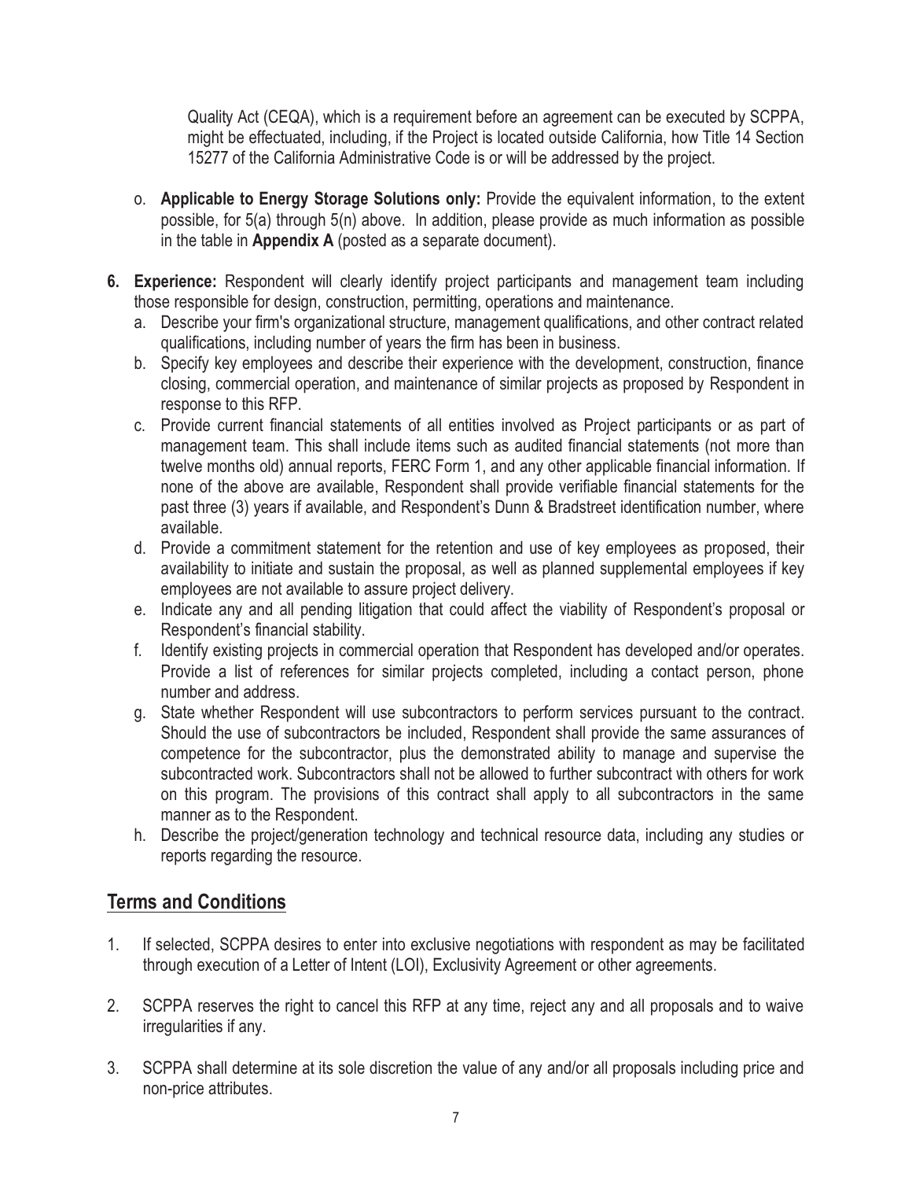Quality Act (CEQA), which is a requirement before an agreement can be executed by SCPPA, might be effectuated, including, if the Project is located outside California, how Title 14 Section 15277 of the California Administrative Code is or will be addressed by the project.

  o. **Applicable to Energy Storage Solutions only:** Provide the equivalent information, to the extent possible, for 5(a) through 5(n) above. In addition, please provide as much information as possible in the table in **Appendix A** (posted as a separate document).

**6. Experience:** Respondent will clearly identify project participants and management team including those responsible for design, construction, permitting, operations and maintenance.

  a. Describe your firm's organizational structure, management qualifications, and other contract related qualifications, including number of years the firm has been in business.
  b. Specify key employees and describe their experience with the development, construction, finance closing, commercial operation, and maintenance of similar projects as proposed by Respondent in response to this RFP.
  c. Provide current financial statements of all entities involved as Project participants or as part of management team. This shall include items such as audited financial statements (not more than twelve months old) annual reports, FERC Form 1, and any other applicable financial information. If none of the above are available, Respondent shall provide verifiable financial statements for the past three (3) years if available, and Respondent's Dunn & Bradstreet identification number, where available.
  d. Provide a commitment statement for the retention and use of key employees as proposed, their availability to initiate and sustain the proposal, as well as planned supplemental employees if key employees are not available to assure project delivery.
  e. Indicate any and all pending litigation that could affect the viability of Respondent's proposal or Respondent's financial stability.
  f. Identify existing projects in commercial operation that Respondent has developed and/or operates. Provide a list of references for similar projects completed, including a contact person, phone number and address.
  g. State whether Respondent will use subcontractors to perform services pursuant to the contract. Should the use of subcontractors be included, Respondent shall provide the same assurances of competence for the subcontractor, plus the demonstrated ability to manage and supervise the subcontracted work. Subcontractors shall not be allowed to further subcontract with others for work on this program. The provisions of this contract shall apply to all subcontractors in the same manner as to the Respondent.
  h. Describe the project/generation technology and technical resource data, including any studies or reports regarding the resource.

## Terms and Conditions

1. If selected, SCPPA desires to enter into exclusive negotiations with respondent as may be facilitated through execution of a Letter of Intent (LOI), Exclusivity Agreement or other agreements.

2. SCPPA reserves the right to cancel this RFP at any time, reject any and all proposals and to waive irregularities if any.

3. SCPPA shall determine at its sole discretion the value of any and/or all proposals including price and non-price attributes.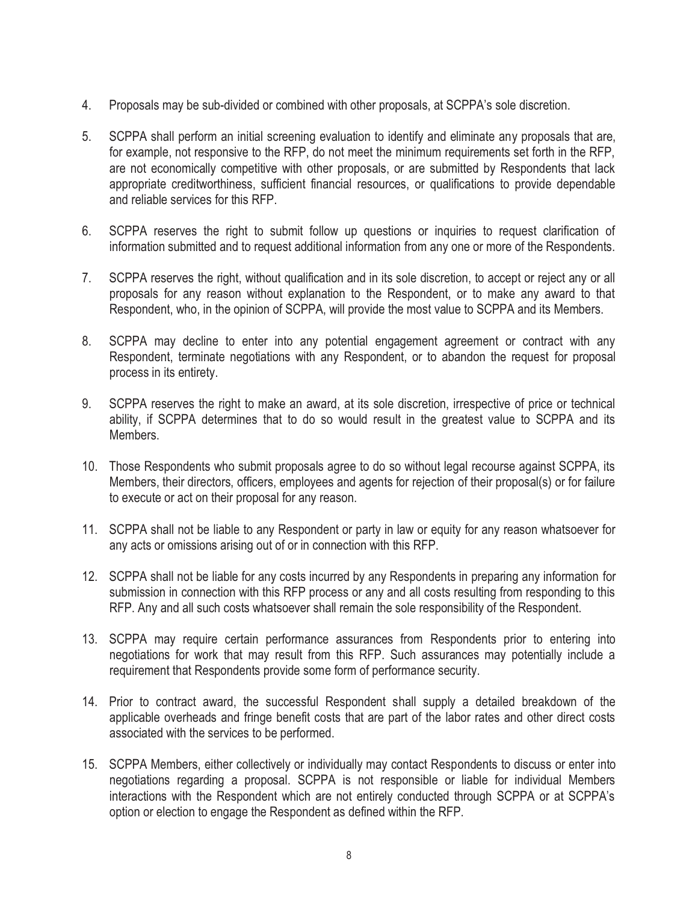4. Proposals may be sub-divided or combined with other proposals, at SCPPA's sole discretion.

5. SCPPA shall perform an initial screening evaluation to identify and eliminate any proposals that are, for example, not responsive to the RFP, do not meet the minimum requirements set forth in the RFP, are not economically competitive with other proposals, or are submitted by Respondents that lack appropriate creditworthiness, sufficient financial resources, or qualifications to provide dependable and reliable services for this RFP.

6. SCPPA reserves the right to submit follow up questions or inquiries to request clarification of information submitted and to request additional information from any one or more of the Respondents.

7. SCPPA reserves the right, without qualification and in its sole discretion, to accept or reject any or all proposals for any reason without explanation to the Respondent, or to make any award to that Respondent, who, in the opinion of SCPPA, will provide the most value to SCPPA and its Members.

8. SCPPA may decline to enter into any potential engagement agreement or contract with any Respondent, terminate negotiations with any Respondent, or to abandon the request for proposal process in its entirety.

9. SCPPA reserves the right to make an award, at its sole discretion, irrespective of price or technical ability, if SCPPA determines that to do so would result in the greatest value to SCPPA and its Members.

10. Those Respondents who submit proposals agree to do so without legal recourse against SCPPA, its Members, their directors, officers, employees and agents for rejection of their proposal(s) or for failure to execute or act on their proposal for any reason.

11. SCPPA shall not be liable to any Respondent or party in law or equity for any reason whatsoever for any acts or omissions arising out of or in connection with this RFP.

12. SCPPA shall not be liable for any costs incurred by any Respondents in preparing any information for submission in connection with this RFP process or any and all costs resulting from responding to this RFP. Any and all such costs whatsoever shall remain the sole responsibility of the Respondent.

13. SCPPA may require certain performance assurances from Respondents prior to entering into negotiations for work that may result from this RFP. Such assurances may potentially include a requirement that Respondents provide some form of performance security.

14. Prior to contract award, the successful Respondent shall supply a detailed breakdown of the applicable overheads and fringe benefit costs that are part of the labor rates and other direct costs associated with the services to be performed.

15. SCPPA Members, either collectively or individually may contact Respondents to discuss or enter into negotiations regarding a proposal. SCPPA is not responsible or liable for individual Members interactions with the Respondent which are not entirely conducted through SCPPA or at SCPPA's option or election to engage the Respondent as defined within the RFP.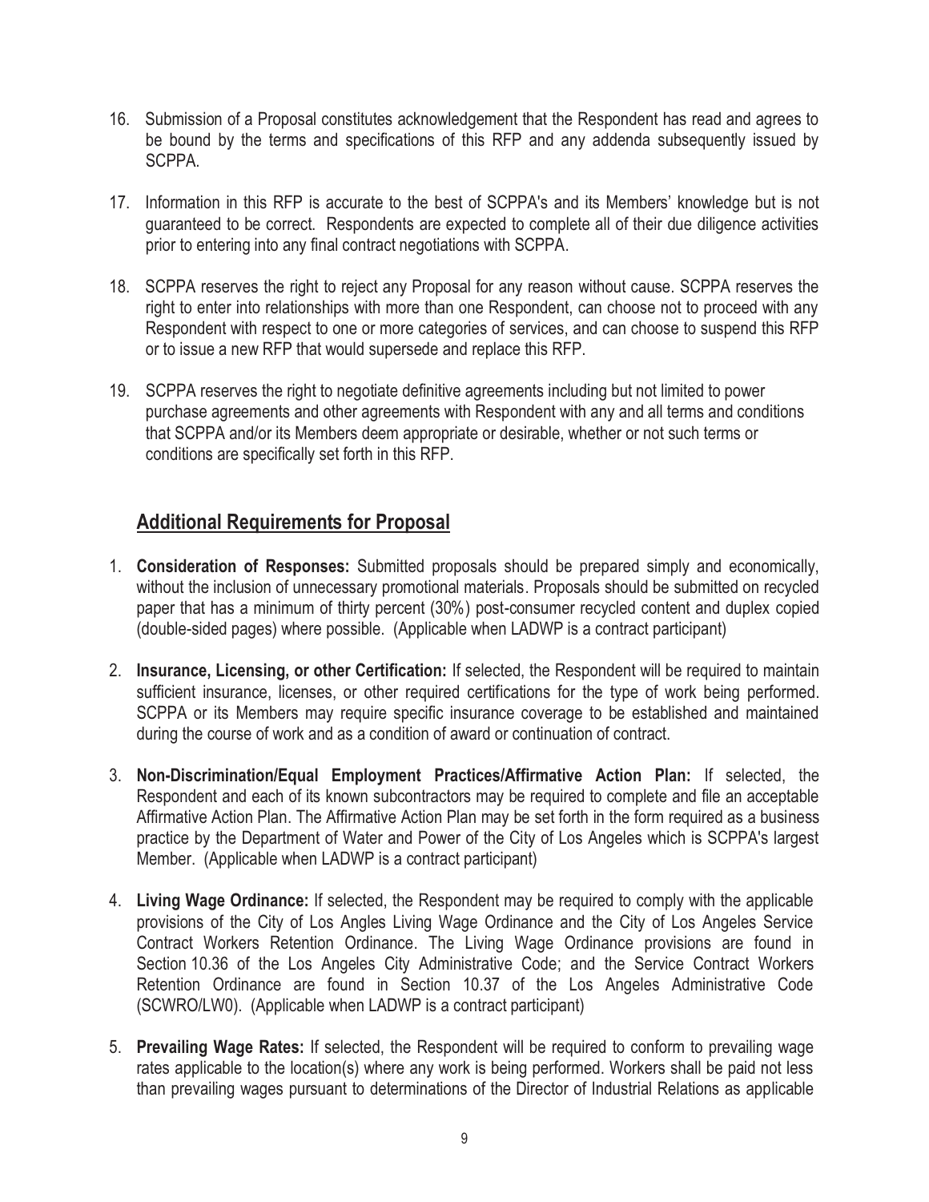16. Submission of a Proposal constitutes acknowledgement that the Respondent has read and agrees to be bound by the terms and specifications of this RFP and any addenda subsequently issued by SCPPA.

17. Information in this RFP is accurate to the best of SCPPA's and its Members' knowledge but is not guaranteed to be correct. Respondents are expected to complete all of their due diligence activities prior to entering into any final contract negotiations with SCPPA.

18. SCPPA reserves the right to reject any Proposal for any reason without cause. SCPPA reserves the right to enter into relationships with more than one Respondent, can choose not to proceed with any Respondent with respect to one or more categories of services, and can choose to suspend this RFP or to issue a new RFP that would supersede and replace this RFP.

19. SCPPA reserves the right to negotiate definitive agreements including but not limited to power purchase agreements and other agreements with Respondent with any and all terms and conditions that SCPPA and/or its Members deem appropriate or desirable, whether or not such terms or conditions are specifically set forth in this RFP.

## Additional Requirements for Proposal

1. **Consideration of Responses:** Submitted proposals should be prepared simply and economically, without the inclusion of unnecessary promotional materials. Proposals should be submitted on recycled paper that has a minimum of thirty percent (30%) post-consumer recycled content and duplex copied (double-sided pages) where possible. (Applicable when LADWP is a contract participant)

2. **Insurance, Licensing, or other Certification:** If selected, the Respondent will be required to maintain sufficient insurance, licenses, or other required certifications for the type of work being performed. SCPPA or its Members may require specific insurance coverage to be established and maintained during the course of work and as a condition of award or continuation of contract.

3. **Non-Discrimination/Equal Employment Practices/Affirmative Action Plan:** If selected, the Respondent and each of its known subcontractors may be required to complete and file an acceptable Affirmative Action Plan. The Affirmative Action Plan may be set forth in the form required as a business practice by the Department of Water and Power of the City of Los Angeles which is SCPPA's largest Member. (Applicable when LADWP is a contract participant)

4. **Living Wage Ordinance:** If selected, the Respondent may be required to comply with the applicable provisions of the City of Los Angles Living Wage Ordinance and the City of Los Angeles Service Contract Workers Retention Ordinance. The Living Wage Ordinance provisions are found in Section 10.36 of the Los Angeles City Administrative Code; and the Service Contract Workers Retention Ordinance are found in Section 10.37 of the Los Angeles Administrative Code (SCWRO/LW0). (Applicable when LADWP is a contract participant)

5. **Prevailing Wage Rates:** If selected, the Respondent will be required to conform to prevailing wage rates applicable to the location(s) where any work is being performed. Workers shall be paid not less than prevailing wages pursuant to determinations of the Director of Industrial Relations as applicable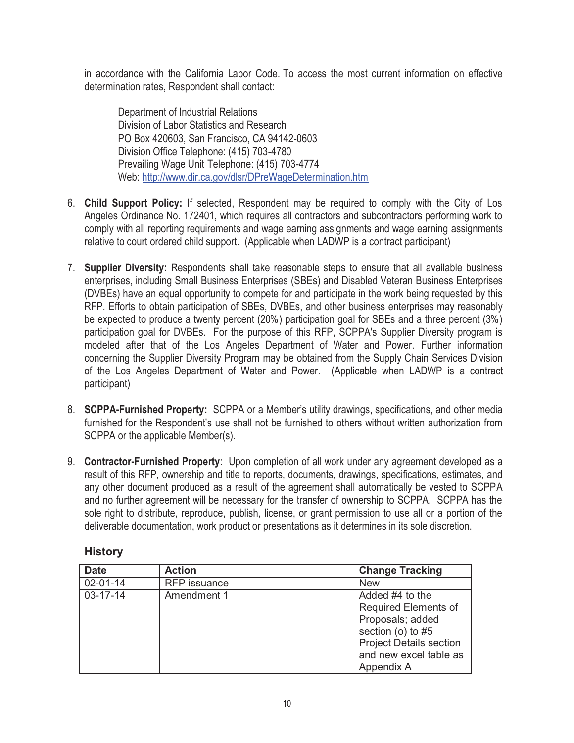in accordance with the California Labor Code. To access the most current information on effective determination rates, Respondent shall contact:

> Department of Industrial Relations
> Division of Labor Statistics and Research
> PO Box 420603, San Francisco, CA 94142-0603
> Division Office Telephone: (415) 703-4780
> Prevailing Wage Unit Telephone: (415) 703-4774
> Web: http://www.dir.ca.gov/dlsr/DPreWageDetermination.htm

6. **Child Support Policy:** If selected, Respondent may be required to comply with the City of Los Angeles Ordinance No. 172401, which requires all contractors and subcontractors performing work to comply with all reporting requirements and wage earning assignments and wage earning assignments relative to court ordered child support. (Applicable when LADWP is a contract participant)

7. **Supplier Diversity:** Respondents shall take reasonable steps to ensure that all available business enterprises, including Small Business Enterprises (SBEs) and Disabled Veteran Business Enterprises (DVBEs) have an equal opportunity to compete for and participate in the work being requested by this RFP. Efforts to obtain participation of SBEs, DVBEs, and other business enterprises may reasonably be expected to produce a twenty percent (20%) participation goal for SBEs and a three percent (3%) participation goal for DVBEs. For the purpose of this RFP, SCPPA's Supplier Diversity program is modeled after that of the Los Angeles Department of Water and Power. Further information concerning the Supplier Diversity Program may be obtained from the Supply Chain Services Division of the Los Angeles Department of Water and Power. (Applicable when LADWP is a contract participant)

8. **SCPPA-Furnished Property:** SCPPA or a Member's utility drawings, specifications, and other media furnished for the Respondent's use shall not be furnished to others without written authorization from SCPPA or the applicable Member(s).

9. **Contractor-Furnished Property**: Upon completion of all work under any agreement developed as a result of this RFP, ownership and title to reports, documents, drawings, specifications, estimates, and any other document produced as a result of the agreement shall automatically be vested to SCPPA and no further agreement will be necessary for the transfer of ownership to SCPPA. SCPPA has the sole right to distribute, reproduce, publish, license, or grant permission to use all or a portion of the deliverable documentation, work product or presentations as it determines in its sole discretion.

### History

| Date | Action | Change Tracking |
|---|---|---|
| 02-01-14 | RFP issuance | New |
| 03-17-14 | Amendment 1 | Added #4 to the Required Elements of Proposals; added section (o) to #5 Project Details section and new excel table as Appendix A |